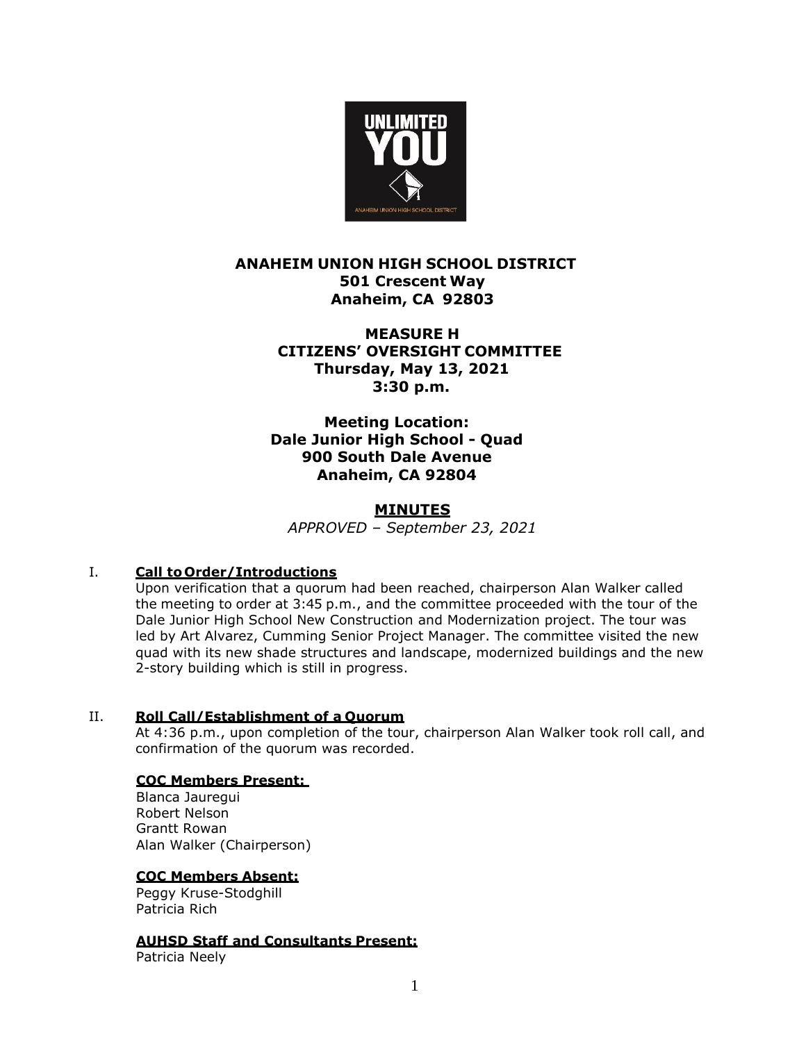# ANAHEIM UNION HIGH SCHOOL DISTRICT
**501 Crescent Way**
**Anaheim, CA 92803**

## MEASURE H
## CITIZENS' OVERSIGHT COMMITTEE
**Thursday, May 13, 2021**
**3:30 p.m.**

**Meeting Location:**
**Dale Junior High School - Quad**
**900 South Dale Avenue**
**Anaheim, CA 92804**

## MINUTES

*APPROVED – September 23, 2021*

## I. Call to Order/Introductions

Upon verification that a quorum had been reached, chairperson Alan Walker called the meeting to order at 3:45 p.m., and the committee proceeded with the tour of the Dale Junior High School New Construction and Modernization project. The tour was led by Art Alvarez, Cumming Senior Project Manager. The committee visited the new quad with its new shade structures and landscape, modernized buildings and the new 2-story building which is still in progress.

## II. Roll Call/Establishment of a Quorum

At 4:36 p.m., upon completion of the tour, chairperson Alan Walker took roll call, and confirmation of the quorum was recorded.

### COC Members Present:

Blanca Jauregui
Robert Nelson
Grantt Rowan
Alan Walker (Chairperson)

### COC Members Absent:

Peggy Kruse-Stodghill
Patricia Rich

### AUHSD Staff and Consultants Present:

Patricia Neely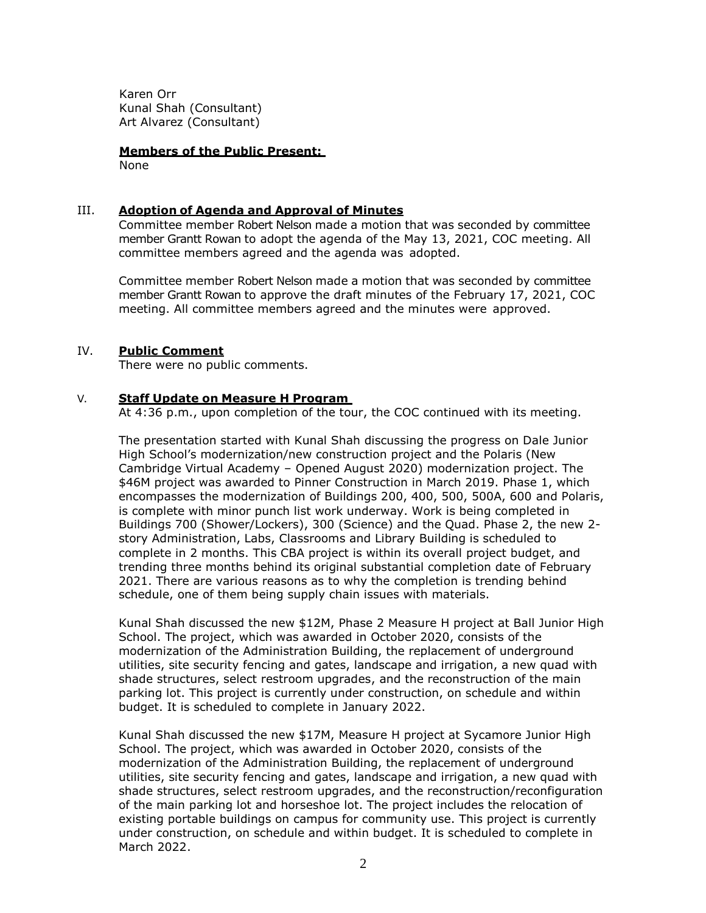Karen Orr
Kunal Shah (Consultant)
Art Alvarez (Consultant)

**Members of the Public Present:**
None

## III. Adoption of Agenda and Approval of Minutes

Committee member Robert Nelson made a motion that was seconded by committee member Grantt Rowan to adopt the agenda of the May 13, 2021, COC meeting. All committee members agreed and the agenda was adopted.

Committee member Robert Nelson made a motion that was seconded by committee member Grantt Rowan to approve the draft minutes of the February 17, 2021, COC meeting. All committee members agreed and the minutes were approved.

## IV. Public Comment

There were no public comments.

## V. Staff Update on Measure H Program

At 4:36 p.m., upon completion of the tour, the COC continued with its meeting.

The presentation started with Kunal Shah discussing the progress on Dale Junior High School's modernization/new construction project and the Polaris (New Cambridge Virtual Academy – Opened August 2020) modernization project. The $46M project was awarded to Pinner Construction in March 2019. Phase 1, which encompasses the modernization of Buildings 200, 400, 500, 500A, 600 and Polaris, is complete with minor punch list work underway. Work is being completed in Buildings 700 (Shower/Lockers), 300 (Science) and the Quad. Phase 2, the new 2-story Administration, Labs, Classrooms and Library Building is scheduled to complete in 2 months. This CBA project is within its overall project budget, and trending three months behind its original substantial completion date of February 2021. There are various reasons as to why the completion is trending behind schedule, one of them being supply chain issues with materials.

Kunal Shah discussed the new $12M, Phase 2 Measure H project at Ball Junior High School. The project, which was awarded in October 2020, consists of the modernization of the Administration Building, the replacement of underground utilities, site security fencing and gates, landscape and irrigation, a new quad with shade structures, select restroom upgrades, and the reconstruction of the main parking lot. This project is currently under construction, on schedule and within budget. It is scheduled to complete in January 2022.

Kunal Shah discussed the new $17M, Measure H project at Sycamore Junior High School. The project, which was awarded in October 2020, consists of the modernization of the Administration Building, the replacement of underground utilities, site security fencing and gates, landscape and irrigation, a new quad with shade structures, select restroom upgrades, and the reconstruction/reconfiguration of the main parking lot and horseshoe lot. The project includes the relocation of existing portable buildings on campus for community use. This project is currently under construction, on schedule and within budget. It is scheduled to complete in March 2022.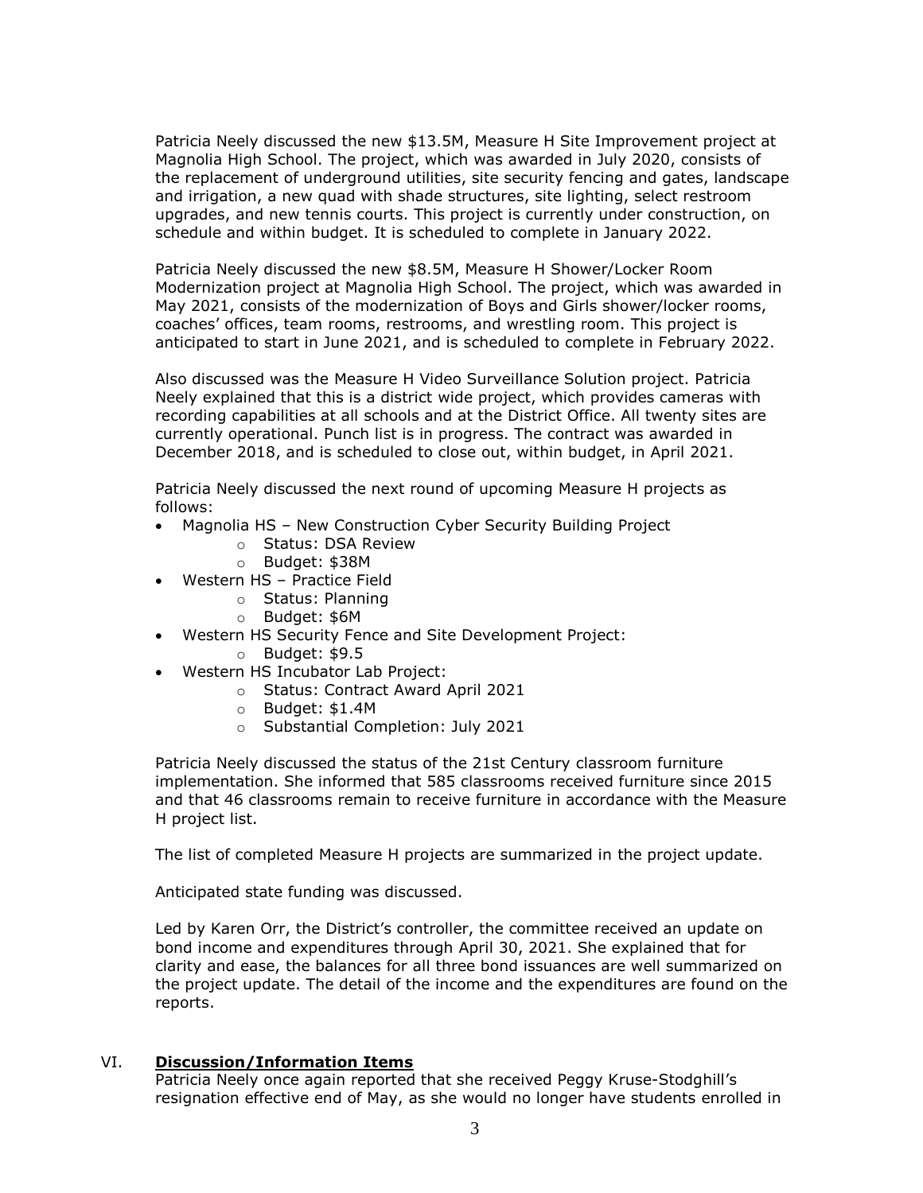Patricia Neely discussed the new $13.5M, Measure H Site Improvement project at Magnolia High School. The project, which was awarded in July 2020, consists of the replacement of underground utilities, site security fencing and gates, landscape and irrigation, a new quad with shade structures, site lighting, select restroom upgrades, and new tennis courts. This project is currently under construction, on schedule and within budget. It is scheduled to complete in January 2022.

Patricia Neely discussed the new $8.5M, Measure H Shower/Locker Room Modernization project at Magnolia High School. The project, which was awarded in May 2021, consists of the modernization of Boys and Girls shower/locker rooms, coaches' offices, team rooms, restrooms, and wrestling room. This project is anticipated to start in June 2021, and is scheduled to complete in February 2022.

Also discussed was the Measure H Video Surveillance Solution project. Patricia Neely explained that this is a district wide project, which provides cameras with recording capabilities at all schools and at the District Office. All twenty sites are currently operational. Punch list is in progress. The contract was awarded in December 2018, and is scheduled to close out, within budget, in April 2021.

Patricia Neely discussed the next round of upcoming Measure H projects as follows:

- Magnolia HS – New Construction Cyber Security Building Project
  - Status: DSA Review
  - Budget: $38M
- Western HS – Practice Field
  - Status: Planning
  - Budget: $6M
- Western HS Security Fence and Site Development Project:
  - Budget: $9.5
- Western HS Incubator Lab Project:
  - Status: Contract Award April 2021
  - Budget: $1.4M
  - Substantial Completion: July 2021

Patricia Neely discussed the status of the 21st Century classroom furniture implementation. She informed that 585 classrooms received furniture since 2015 and that 46 classrooms remain to receive furniture in accordance with the Measure H project list.

The list of completed Measure H projects are summarized in the project update.

Anticipated state funding was discussed.

Led by Karen Orr, the District's controller, the committee received an update on bond income and expenditures through April 30, 2021. She explained that for clarity and ease, the balances for all three bond issuances are well summarized on the project update. The detail of the income and the expenditures are found on the reports.

## VI. **Discussion/Information Items**

Patricia Neely once again reported that she received Peggy Kruse-Stodghill's resignation effective end of May, as she would no longer have students enrolled in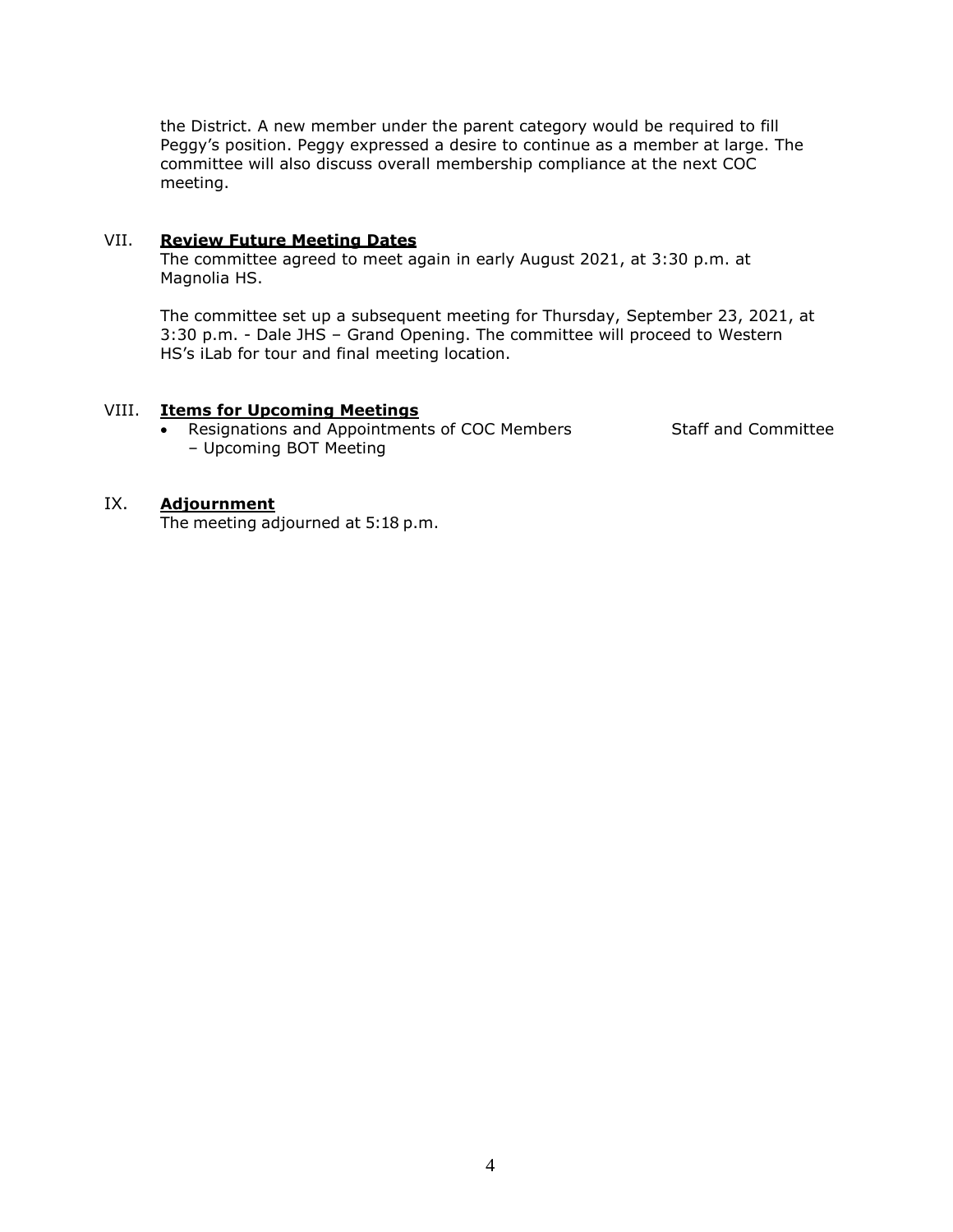the District. A new member under the parent category would be required to fill Peggy's position. Peggy expressed a desire to continue as a member at large. The committee will also discuss overall membership compliance at the next COC meeting.

VII. **Review Future Meeting Dates**

The committee agreed to meet again in early August 2021, at 3:30 p.m. at Magnolia HS.

The committee set up a subsequent meeting for Thursday, September 23, 2021, at 3:30 p.m. - Dale JHS – Grand Opening. The committee will proceed to Western HS's iLab for tour and final meeting location.

VIII. **Items for Upcoming Meetings**

- Resignations and Appointments of COC Members – Upcoming BOT Meeting — Staff and Committee

IX. **Adjournment**

The meeting adjourned at 5:18 p.m.